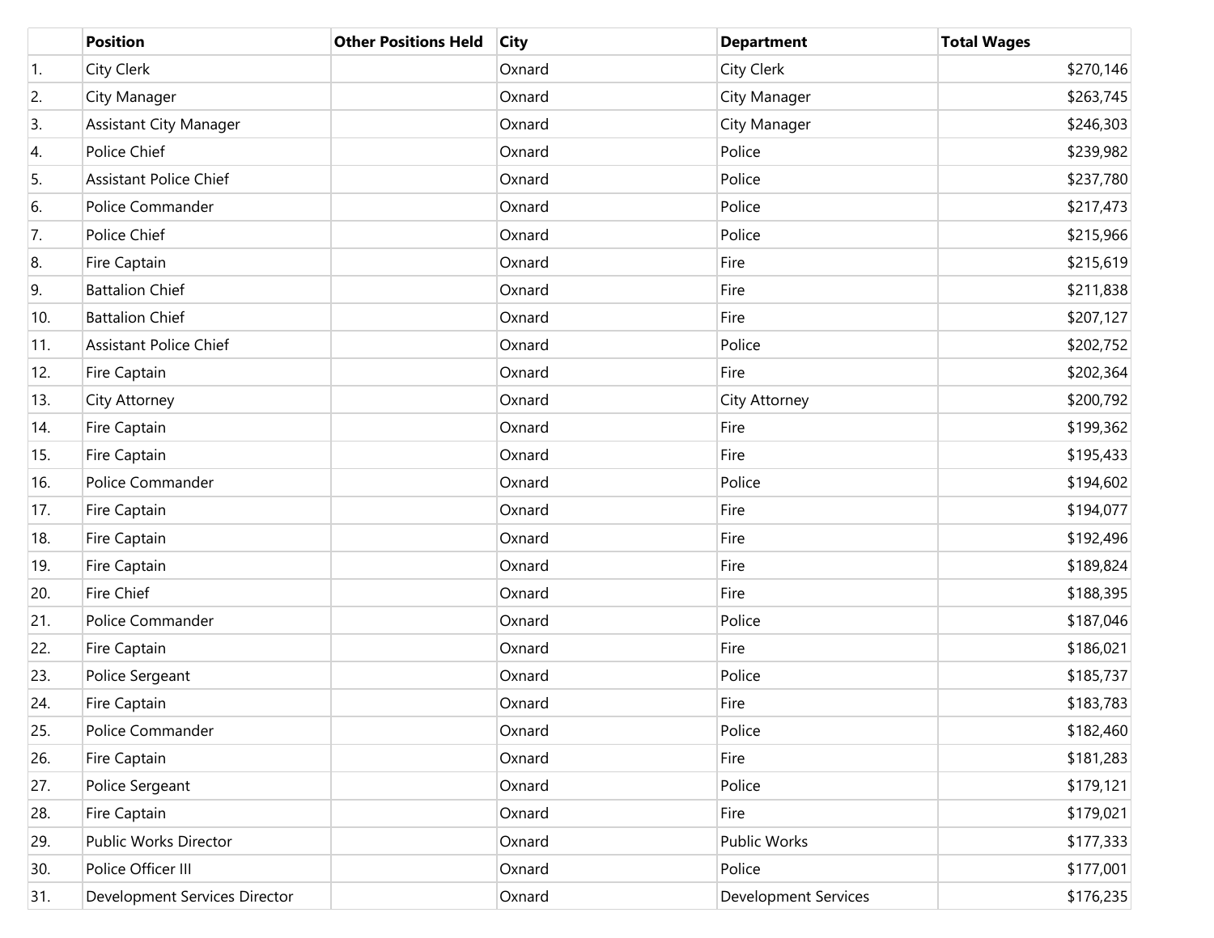| | Position | Other Positions Held | City | Department | Total Wages |
|---|---|---|---|---|---|
| 1. | City Clerk | | Oxnard | City Clerk | $270,146 |
| 2. | City Manager | | Oxnard | City Manager | $263,745 |
| 3. | Assistant City Manager | | Oxnard | City Manager | $246,303 |
| 4. | Police Chief | | Oxnard | Police | $239,982 |
| 5. | Assistant Police Chief | | Oxnard | Police | $237,780 |
| 6. | Police Commander | | Oxnard | Police | $217,473 |
| 7. | Police Chief | | Oxnard | Police | $215,966 |
| 8. | Fire Captain | | Oxnard | Fire | $215,619 |
| 9. | Battalion Chief | | Oxnard | Fire | $211,838 |
| 10. | Battalion Chief | | Oxnard | Fire | $207,127 |
| 11. | Assistant Police Chief | | Oxnard | Police | $202,752 |
| 12. | Fire Captain | | Oxnard | Fire | $202,364 |
| 13. | City Attorney | | Oxnard | City Attorney | $200,792 |
| 14. | Fire Captain | | Oxnard | Fire | $199,362 |
| 15. | Fire Captain | | Oxnard | Fire | $195,433 |
| 16. | Police Commander | | Oxnard | Police | $194,602 |
| 17. | Fire Captain | | Oxnard | Fire | $194,077 |
| 18. | Fire Captain | | Oxnard | Fire | $192,496 |
| 19. | Fire Captain | | Oxnard | Fire | $189,824 |
| 20. | Fire Chief | | Oxnard | Fire | $188,395 |
| 21. | Police Commander | | Oxnard | Police | $187,046 |
| 22. | Fire Captain | | Oxnard | Fire | $186,021 |
| 23. | Police Sergeant | | Oxnard | Police | $185,737 |
| 24. | Fire Captain | | Oxnard | Fire | $183,783 |
| 25. | Police Commander | | Oxnard | Police | $182,460 |
| 26. | Fire Captain | | Oxnard | Fire | $181,283 |
| 27. | Police Sergeant | | Oxnard | Police | $179,121 |
| 28. | Fire Captain | | Oxnard | Fire | $179,021 |
| 29. | Public Works Director | | Oxnard | Public Works | $177,333 |
| 30. | Police Officer III | | Oxnard | Police | $177,001 |
| 31. | Development Services Director | | Oxnard | Development Services | $176,235 |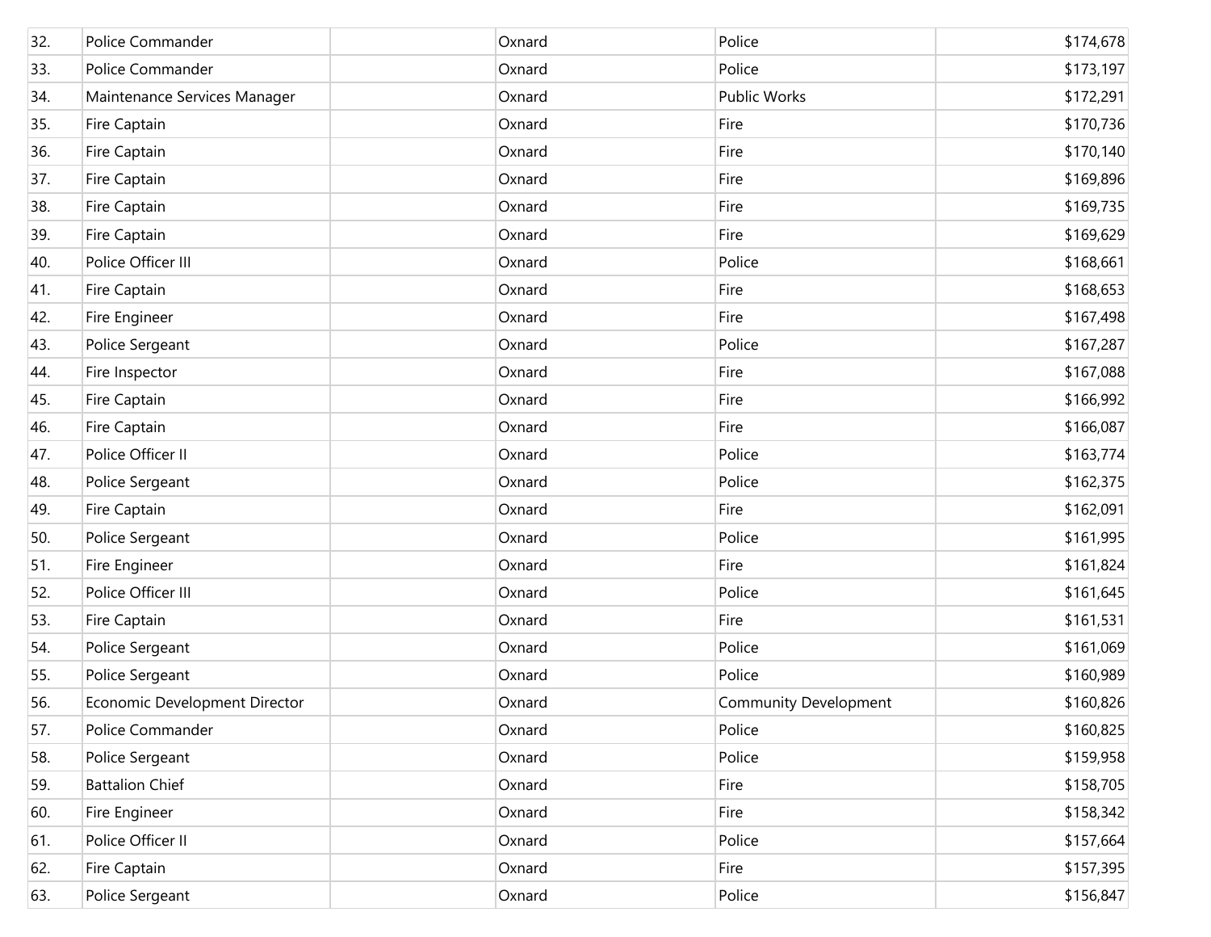| | | | | | |
|---|---|---|---|---|---|
| 32. | Police Commander | | Oxnard | Police | $174,678 |
| 33. | Police Commander | | Oxnard | Police | $173,197 |
| 34. | Maintenance Services Manager | | Oxnard | Public Works | $172,291 |
| 35. | Fire Captain | | Oxnard | Fire | $170,736 |
| 36. | Fire Captain | | Oxnard | Fire | $170,140 |
| 37. | Fire Captain | | Oxnard | Fire | $169,896 |
| 38. | Fire Captain | | Oxnard | Fire | $169,735 |
| 39. | Fire Captain | | Oxnard | Fire | $169,629 |
| 40. | Police Officer III | | Oxnard | Police | $168,661 |
| 41. | Fire Captain | | Oxnard | Fire | $168,653 |
| 42. | Fire Engineer | | Oxnard | Fire | $167,498 |
| 43. | Police Sergeant | | Oxnard | Police | $167,287 |
| 44. | Fire Inspector | | Oxnard | Fire | $167,088 |
| 45. | Fire Captain | | Oxnard | Fire | $166,992 |
| 46. | Fire Captain | | Oxnard | Fire | $166,087 |
| 47. | Police Officer II | | Oxnard | Police | $163,774 |
| 48. | Police Sergeant | | Oxnard | Police | $162,375 |
| 49. | Fire Captain | | Oxnard | Fire | $162,091 |
| 50. | Police Sergeant | | Oxnard | Police | $161,995 |
| 51. | Fire Engineer | | Oxnard | Fire | $161,824 |
| 52. | Police Officer III | | Oxnard | Police | $161,645 |
| 53. | Fire Captain | | Oxnard | Fire | $161,531 |
| 54. | Police Sergeant | | Oxnard | Police | $161,069 |
| 55. | Police Sergeant | | Oxnard | Police | $160,989 |
| 56. | Economic Development Director | | Oxnard | Community Development | $160,826 |
| 57. | Police Commander | | Oxnard | Police | $160,825 |
| 58. | Police Sergeant | | Oxnard | Police | $159,958 |
| 59. | Battalion Chief | | Oxnard | Fire | $158,705 |
| 60. | Fire Engineer | | Oxnard | Fire | $158,342 |
| 61. | Police Officer II | | Oxnard | Police | $157,664 |
| 62. | Fire Captain | | Oxnard | Fire | $157,395 |
| 63. | Police Sergeant | | Oxnard | Police | $156,847 |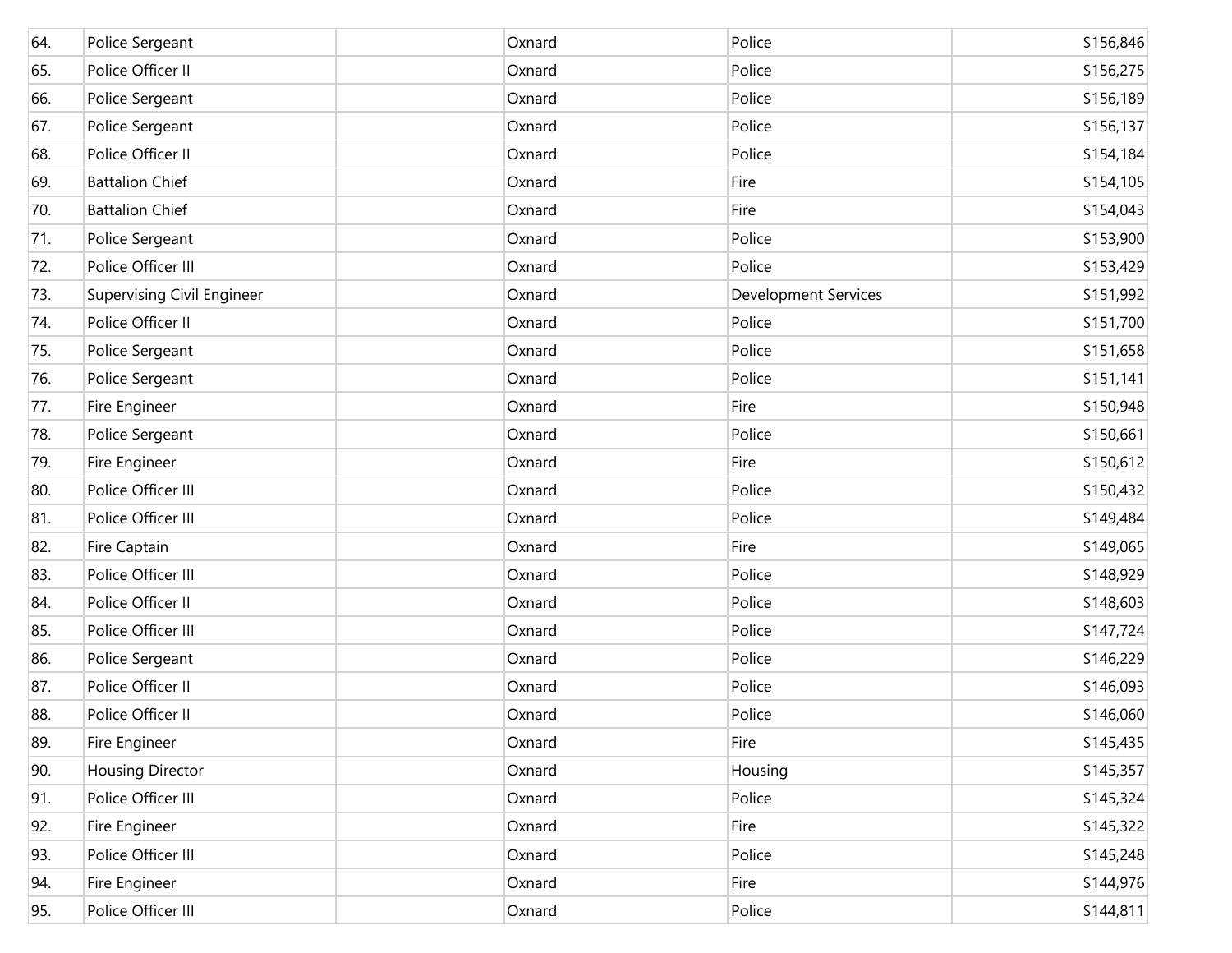| | | | | | |
|---|---|---|---|---|---|
| 64. | Police Sergeant | | Oxnard | Police | $156,846 |
| 65. | Police Officer II | | Oxnard | Police | $156,275 |
| 66. | Police Sergeant | | Oxnard | Police | $156,189 |
| 67. | Police Sergeant | | Oxnard | Police | $156,137 |
| 68. | Police Officer II | | Oxnard | Police | $154,184 |
| 69. | Battalion Chief | | Oxnard | Fire | $154,105 |
| 70. | Battalion Chief | | Oxnard | Fire | $154,043 |
| 71. | Police Sergeant | | Oxnard | Police | $153,900 |
| 72. | Police Officer III | | Oxnard | Police | $153,429 |
| 73. | Supervising Civil Engineer | | Oxnard | Development Services | $151,992 |
| 74. | Police Officer II | | Oxnard | Police | $151,700 |
| 75. | Police Sergeant | | Oxnard | Police | $151,658 |
| 76. | Police Sergeant | | Oxnard | Police | $151,141 |
| 77. | Fire Engineer | | Oxnard | Fire | $150,948 |
| 78. | Police Sergeant | | Oxnard | Police | $150,661 |
| 79. | Fire Engineer | | Oxnard | Fire | $150,612 |
| 80. | Police Officer III | | Oxnard | Police | $150,432 |
| 81. | Police Officer III | | Oxnard | Police | $149,484 |
| 82. | Fire Captain | | Oxnard | Fire | $149,065 |
| 83. | Police Officer III | | Oxnard | Police | $148,929 |
| 84. | Police Officer II | | Oxnard | Police | $148,603 |
| 85. | Police Officer III | | Oxnard | Police | $147,724 |
| 86. | Police Sergeant | | Oxnard | Police | $146,229 |
| 87. | Police Officer II | | Oxnard | Police | $146,093 |
| 88. | Police Officer II | | Oxnard | Police | $146,060 |
| 89. | Fire Engineer | | Oxnard | Fire | $145,435 |
| 90. | Housing Director | | Oxnard | Housing | $145,357 |
| 91. | Police Officer III | | Oxnard | Police | $145,324 |
| 92. | Fire Engineer | | Oxnard | Fire | $145,322 |
| 93. | Police Officer III | | Oxnard | Police | $145,248 |
| 94. | Fire Engineer | | Oxnard | Fire | $144,976 |
| 95. | Police Officer III | | Oxnard | Police | $144,811 |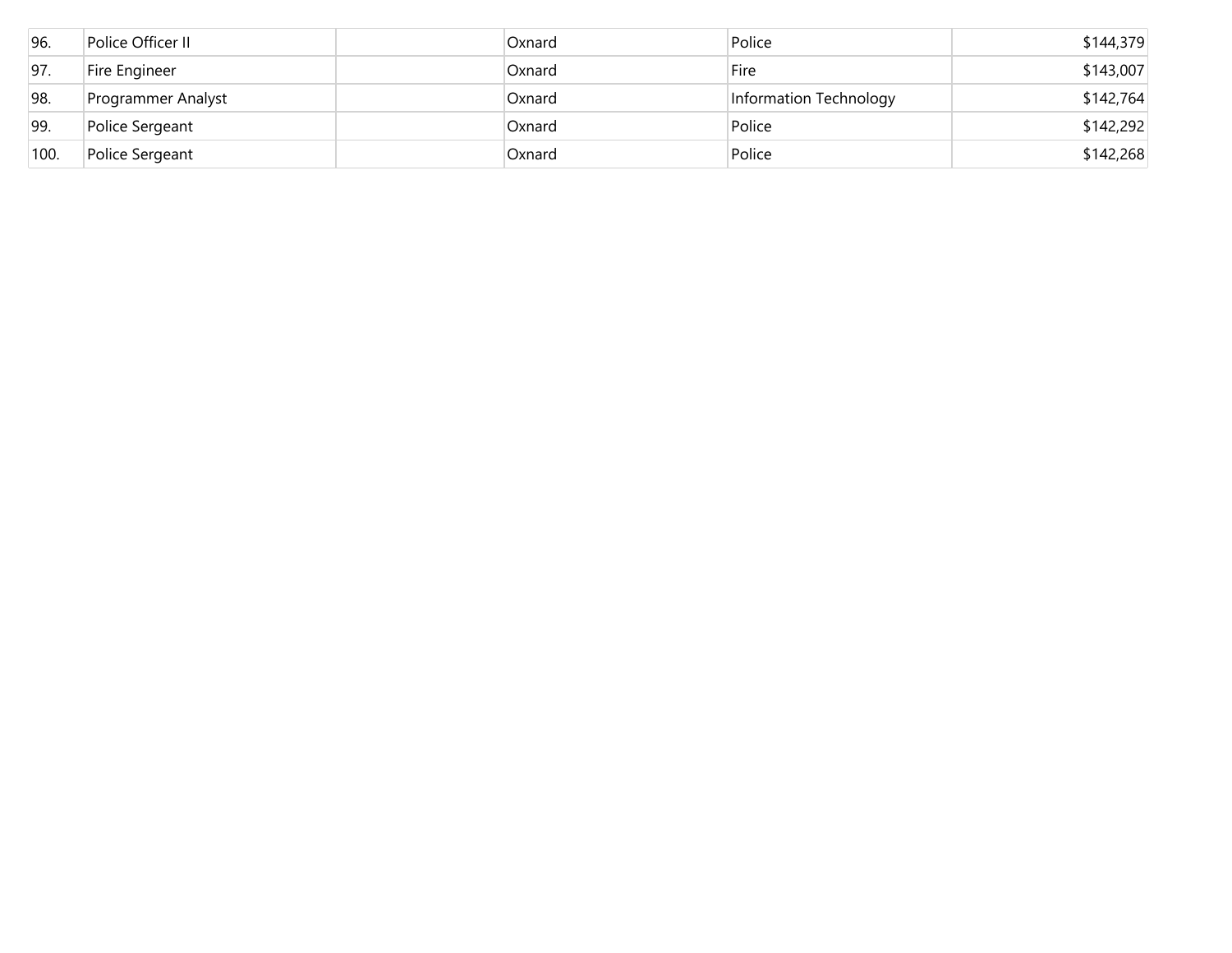| | | | | | |
|---|---|---|---|---|---|
| 96. | Police Officer II | | Oxnard | Police | $144,379 |
| 97. | Fire Engineer | | Oxnard | Fire | $143,007 |
| 98. | Programmer Analyst | | Oxnard | Information Technology | $142,764 |
| 99. | Police Sergeant | | Oxnard | Police | $142,292 |
| 100. | Police Sergeant | | Oxnard | Police | $142,268 |